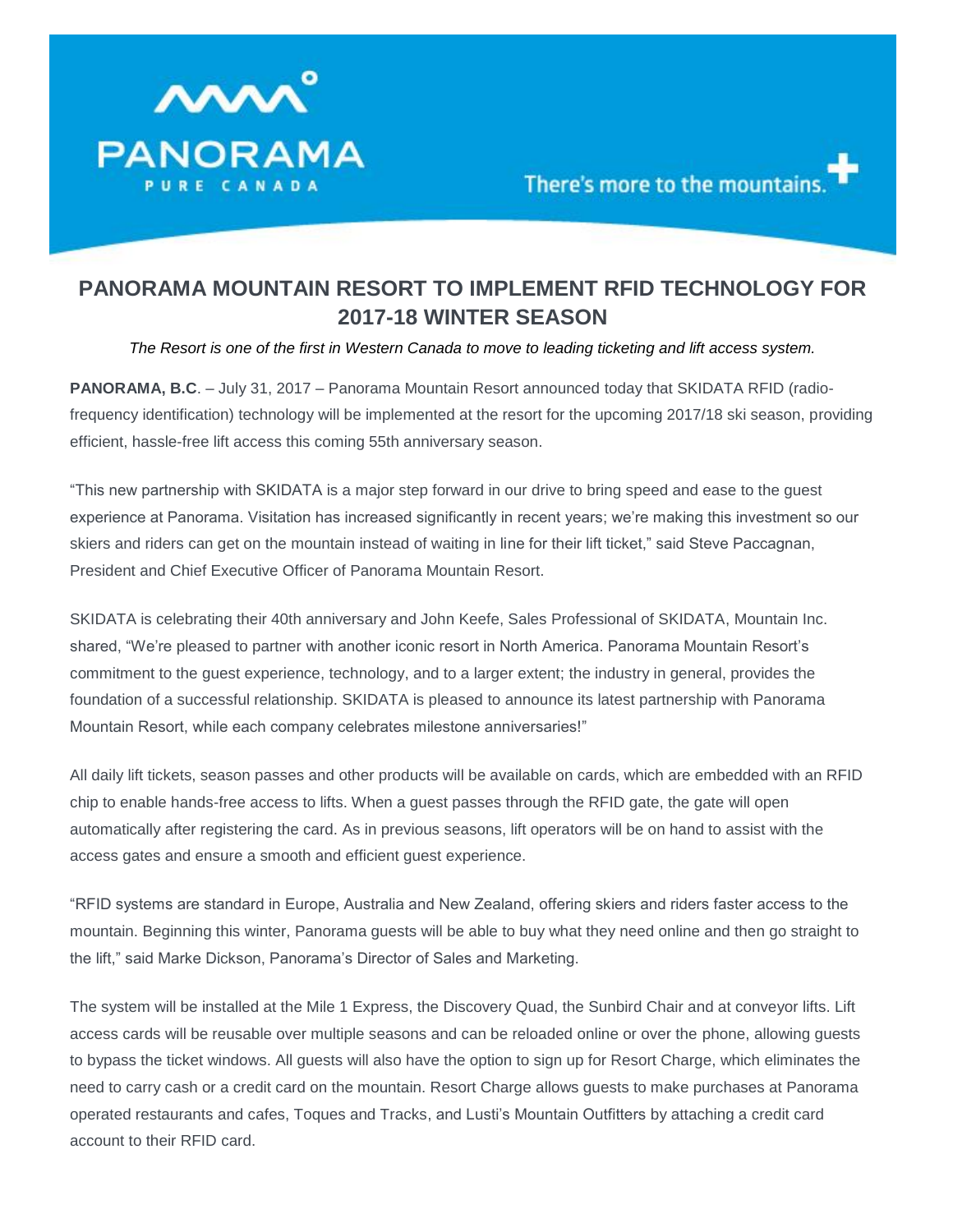PANORAMA

PURE CANADA

There's more to the mountains.

# PANORAMA MOUNTAIN RESORT TO IMPLEMENT RFID TECHNOLOGY FOR 2017-18 WINTER SEASON

*The Resort is one of the first in Western Canada to move to leading ticketing and lift access system.*

**PANORAMA, B.C**. – July 31, 2017 – Panorama Mountain Resort announced today that SKIDATA RFID (radio-frequency identification) technology will be implemented at the resort for the upcoming 2017/18 ski season, providing efficient, hassle-free lift access this coming 55th anniversary season.

"This new partnership with SKIDATA is a major step forward in our drive to bring speed and ease to the guest experience at Panorama. Visitation has increased significantly in recent years; we're making this investment so our skiers and riders can get on the mountain instead of waiting in line for their lift ticket," said Steve Paccagnan, President and Chief Executive Officer of Panorama Mountain Resort.

SKIDATA is celebrating their 40th anniversary and John Keefe, Sales Professional of SKIDATA, Mountain Inc. shared, "We're pleased to partner with another iconic resort in North America. Panorama Mountain Resort's commitment to the guest experience, technology, and to a larger extent; the industry in general, provides the foundation of a successful relationship. SKIDATA is pleased to announce its latest partnership with Panorama Mountain Resort, while each company celebrates milestone anniversaries!"

All daily lift tickets, season passes and other products will be available on cards, which are embedded with an RFID chip to enable hands-free access to lifts. When a guest passes through the RFID gate, the gate will open automatically after registering the card. As in previous seasons, lift operators will be on hand to assist with the access gates and ensure a smooth and efficient guest experience.

"RFID systems are standard in Europe, Australia and New Zealand, offering skiers and riders faster access to the mountain. Beginning this winter, Panorama guests will be able to buy what they need online and then go straight to the lift," said Marke Dickson, Panorama's Director of Sales and Marketing.

The system will be installed at the Mile 1 Express, the Discovery Quad, the Sunbird Chair and at conveyor lifts. Lift access cards will be reusable over multiple seasons and can be reloaded online or over the phone, allowing guests to bypass the ticket windows. All guests will also have the option to sign up for Resort Charge, which eliminates the need to carry cash or a credit card on the mountain. Resort Charge allows guests to make purchases at Panorama operated restaurants and cafes, Toques and Tracks, and Lusti's Mountain Outfitters by attaching a credit card account to their RFID card.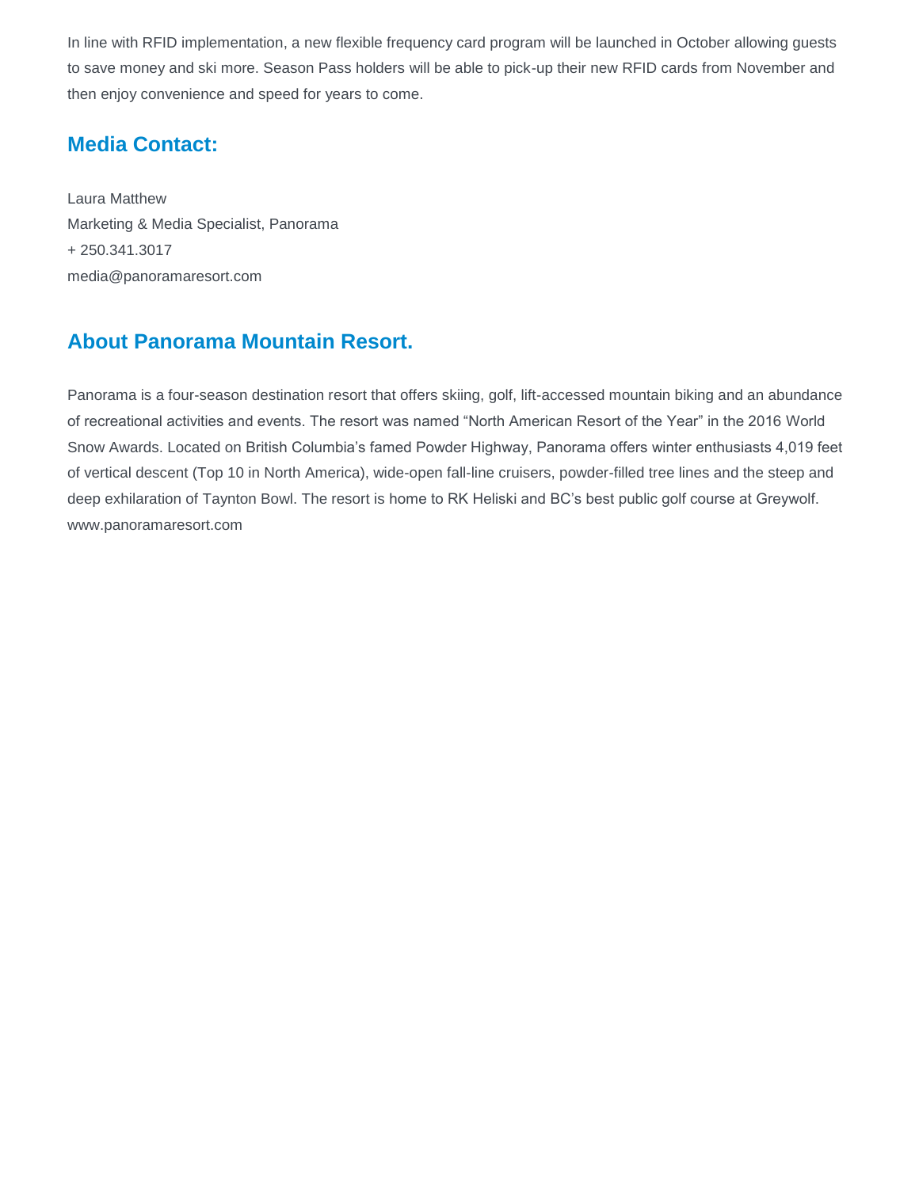In line with RFID implementation, a new flexible frequency card program will be launched in October allowing guests to save money and ski more. Season Pass holders will be able to pick-up their new RFID cards from November and then enjoy convenience and speed for years to come.

## Media Contact:

Laura Matthew
Marketing & Media Specialist, Panorama
+ 250.341.3017
media@panoramaresort.com

## About Panorama Mountain Resort.

Panorama is a four-season destination resort that offers skiing, golf, lift-accessed mountain biking and an abundance of recreational activities and events. The resort was named "North American Resort of the Year" in the 2016 World Snow Awards. Located on British Columbia's famed Powder Highway, Panorama offers winter enthusiasts 4,019 feet of vertical descent (Top 10 in North America), wide-open fall-line cruisers, powder-filled tree lines and the steep and deep exhilaration of Taynton Bowl. The resort is home to RK Heliski and BC's best public golf course at Greywolf.
www.panoramaresort.com